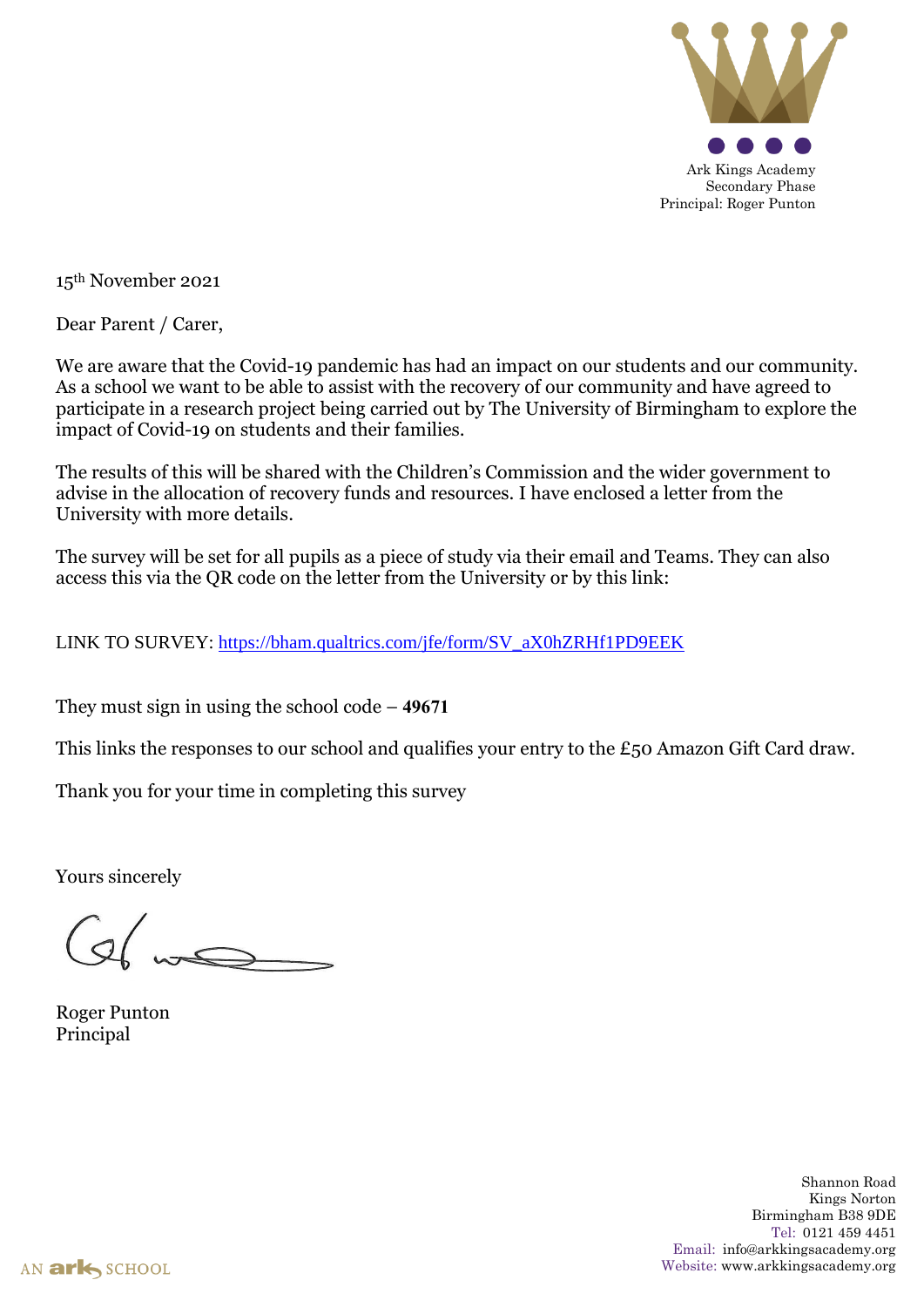Ark Kings Academy
Secondary Phase
Principal: Roger Punton

15th November 2021

Dear Parent / Carer,

We are aware that the Covid-19 pandemic has had an impact on our students and our community. As a school we want to be able to assist with the recovery of our community and have agreed to participate in a research project being carried out by The University of Birmingham to explore the impact of Covid-19 on students and their families.

The results of this will be shared with the Children's Commission and the wider government to advise in the allocation of recovery funds and resources. I have enclosed a letter from the University with more details.

The survey will be set for all pupils as a piece of study via their email and Teams. They can also access this via the QR code on the letter from the University or by this link:

LINK TO SURVEY: https://bham.qualtrics.com/jfe/form/SV_aX0hZRHf1PD9EEK

They must sign in using the school code – **49671**

This links the responses to our school and qualifies your entry to the £50 Amazon Gift Card draw.

Thank you for your time in completing this survey

Yours sincerely

Roger Punton
Principal

AN ark SCHOOL

Shannon Road
Kings Norton
Birmingham B38 9DE
Tel: 0121 459 4451
Email: info@arkkingsacademy.org
Website: www.arkkingsacademy.org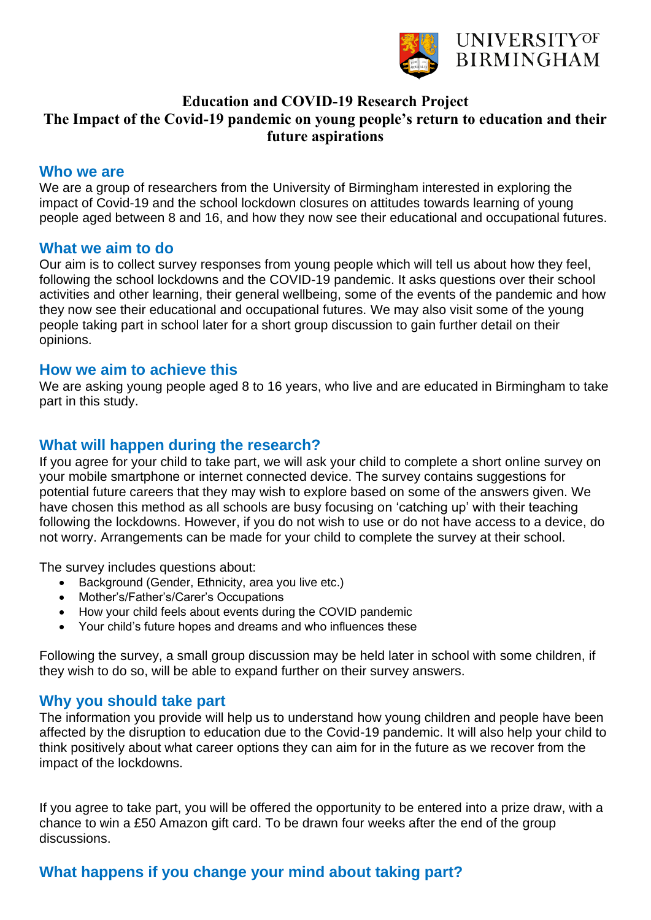UNIVERSITY OF BIRMINGHAM

# Education and COVID-19 Research Project
## The Impact of the Covid-19 pandemic on young people's return to education and their future aspirations

### Who we are

We are a group of researchers from the University of Birmingham interested in exploring the impact of Covid-19 and the school lockdown closures on attitudes towards learning of young people aged between 8 and 16, and how they now see their educational and occupational futures.

### What we aim to do

Our aim is to collect survey responses from young people which will tell us about how they feel, following the school lockdowns and the COVID-19 pandemic. It asks questions over their school activities and other learning, their general wellbeing, some of the events of the pandemic and how they now see their educational and occupational futures. We may also visit some of the young people taking part in school later for a short group discussion to gain further detail on their opinions.

### How we aim to achieve this

We are asking young people aged 8 to 16 years, who live and are educated in Birmingham to take part in this study.

### What will happen during the research?

If you agree for your child to take part, we will ask your child to complete a short online survey on your mobile smartphone or internet connected device. The survey contains suggestions for potential future careers that they may wish to explore based on some of the answers given. We have chosen this method as all schools are busy focusing on 'catching up' with their teaching following the lockdowns. However, if you do not wish to use or do not have access to a device, do not worry. Arrangements can be made for your child to complete the survey at their school.

The survey includes questions about:

- Background (Gender, Ethnicity, area you live etc.)
- Mother's/Father's/Carer's Occupations
- How your child feels about events during the COVID pandemic
- Your child's future hopes and dreams and who influences these

Following the survey, a small group discussion may be held later in school with some children, if they wish to do so, will be able to expand further on their survey answers.

### Why you should take part

The information you provide will help us to understand how young children and people have been affected by the disruption to education due to the Covid-19 pandemic. It will also help your child to think positively about what career options they can aim for in the future as we recover from the impact of the lockdowns.

If you agree to take part, you will be offered the opportunity to be entered into a prize draw, with a chance to win a £50 Amazon gift card. To be drawn four weeks after the end of the group discussions.

### What happens if you change your mind about taking part?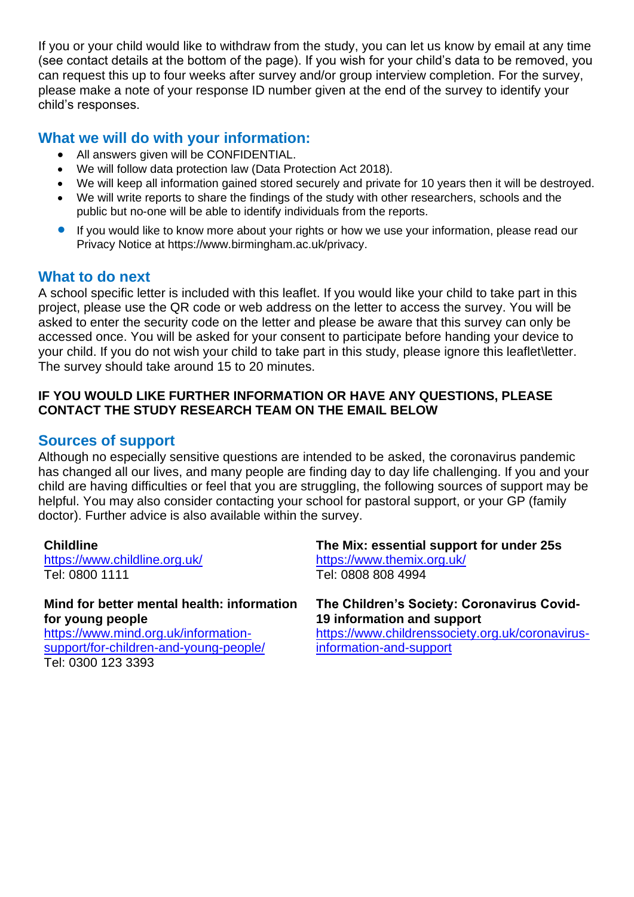If you or your child would like to withdraw from the study, you can let us know by email at any time (see contact details at the bottom of the page). If you wish for your child's data to be removed, you can request this up to four weeks after survey and/or group interview completion. For the survey, please make a note of your response ID number given at the end of the survey to identify your child's responses.

## What we will do with your information:

- All answers given will be CONFIDENTIAL.
- We will follow data protection law (Data Protection Act 2018).
- We will keep all information gained stored securely and private for 10 years then it will be destroyed.
- We will write reports to share the findings of the study with other researchers, schools and the public but no-one will be able to identify individuals from the reports.
- If you would like to know more about your rights or how we use your information, please read our Privacy Notice at https://www.birmingham.ac.uk/privacy.

## What to do next

A school specific letter is included with this leaflet. If you would like your child to take part in this project, please use the QR code or web address on the letter to access the survey. You will be asked to enter the security code on the letter and please be aware that this survey can only be accessed once. You will be asked for your consent to participate before handing your device to your child. If you do not wish your child to take part in this study, please ignore this leaflet\letter. The survey should take around 15 to 20 minutes.

**IF YOU WOULD LIKE FURTHER INFORMATION OR HAVE ANY QUESTIONS, PLEASE CONTACT THE STUDY RESEARCH TEAM ON THE EMAIL BELOW**

## Sources of support

Although no especially sensitive questions are intended to be asked, the coronavirus pandemic has changed all our lives, and many people are finding day to day life challenging. If you and your child are having difficulties or feel that you are struggling, the following sources of support may be helpful. You may also consider contacting your school for pastoral support, or your GP (family doctor). Further advice is also available within the survey.

**Childline**
https://www.childline.org.uk/
Tel: 0800 1111

**Mind for better mental health: information for young people**
https://www.mind.org.uk/information-support/for-children-and-young-people/
Tel: 0300 123 3393

**The Mix: essential support for under 25s**
https://www.themix.org.uk/
Tel: 0808 808 4994

**The Children's Society: Coronavirus Covid-19 information and support**
https://www.childrenssociety.org.uk/coronavirus-information-and-support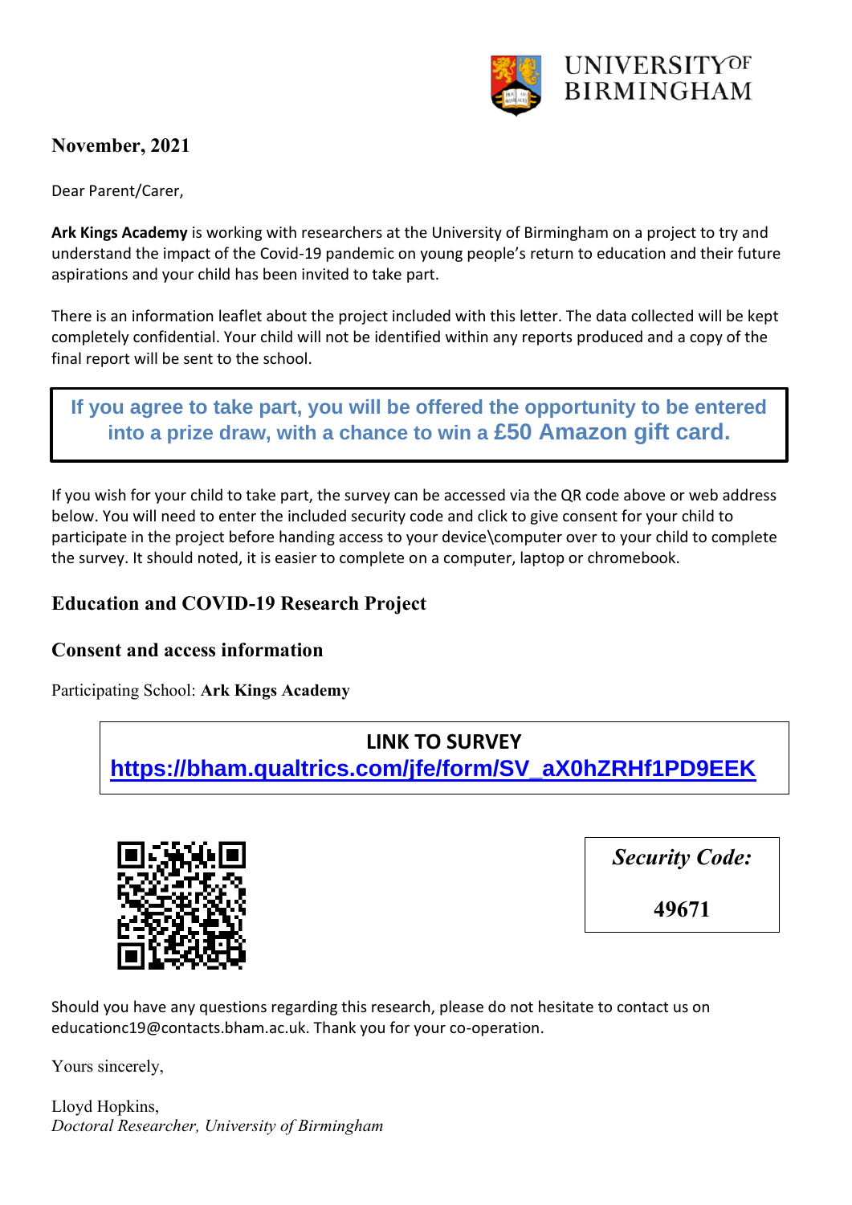**November, 2021**

Dear Parent/Carer,

**Ark Kings Academy** is working with researchers at the University of Birmingham on a project to try and understand the impact of the Covid-19 pandemic on young people's return to education and their future aspirations and your child has been invited to take part.

There is an information leaflet about the project included with this letter. The data collected will be kept completely confidential. Your child will not be identified within any reports produced and a copy of the final report will be sent to the school.

> **If you agree to take part, you will be offered the opportunity to be entered into a prize draw, with a chance to win a £50 Amazon gift card.**

If you wish for your child to take part, the survey can be accessed via the QR code above or web address below. You will need to enter the included security code and click to give consent for your child to participate in the project before handing access to your device\computer over to your child to complete the survey. It should noted, it is easier to complete on a computer, laptop or chromebook.

## Education and COVID-19 Research Project

### Consent and access information

Participating School: **Ark Kings Academy**

**LINK TO SURVEY**

**https://bham.qualtrics.com/jfe/form/SV_aX0hZRHf1PD9EEK**

***Security Code:***

**49671**

Should you have any questions regarding this research, please do not hesitate to contact us on educationc19@contacts.bham.ac.uk. Thank you for your co-operation.

Yours sincerely,

Lloyd Hopkins,
*Doctoral Researcher, University of Birmingham*